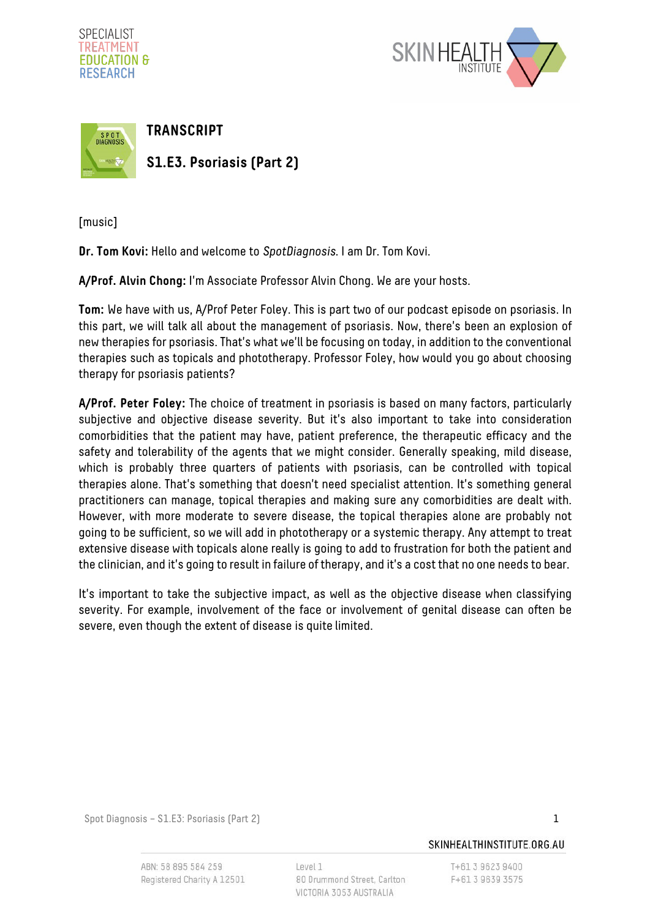# TRANSCRIPT

## S1.E3. Psoriasis (Part 2)

[music]

**Dr. Tom Kovi:** Hello and welcome to *SpotDiagnosis*. I am Dr. Tom Kovi.

**A/Prof. Alvin Chong:** I'm Associate Professor Alvin Chong. We are your hosts.

**Tom:** We have with us, A/Prof Peter Foley. This is part two of our podcast episode on psoriasis. In this part, we will talk all about the management of psoriasis. Now, there's been an explosion of new therapies for psoriasis. That's what we'll be focusing on today, in addition to the conventional therapies such as topicals and phototherapy. Professor Foley, how would you go about choosing therapy for psoriasis patients?

**A/Prof. Peter Foley:** The choice of treatment in psoriasis is based on many factors, particularly subjective and objective disease severity. But it's also important to take into consideration comorbidities that the patient may have, patient preference, the therapeutic efficacy and the safety and tolerability of the agents that we might consider. Generally speaking, mild disease, which is probably three quarters of patients with psoriasis, can be controlled with topical therapies alone. That's something that doesn't need specialist attention. It's something general practitioners can manage, topical therapies and making sure any comorbidities are dealt with. However, with more moderate to severe disease, the topical therapies alone are probably not going to be sufficient, so we will add in phototherapy or a systemic therapy. Any attempt to treat extensive disease with topicals alone really is going to add to frustration for both the patient and the clinician, and it's going to result in failure of therapy, and it's a cost that no one needs to bear.

It's important to take the subjective impact, as well as the objective disease when classifying severity. For example, involvement of the face or involvement of genital disease can often be severe, even though the extent of disease is quite limited.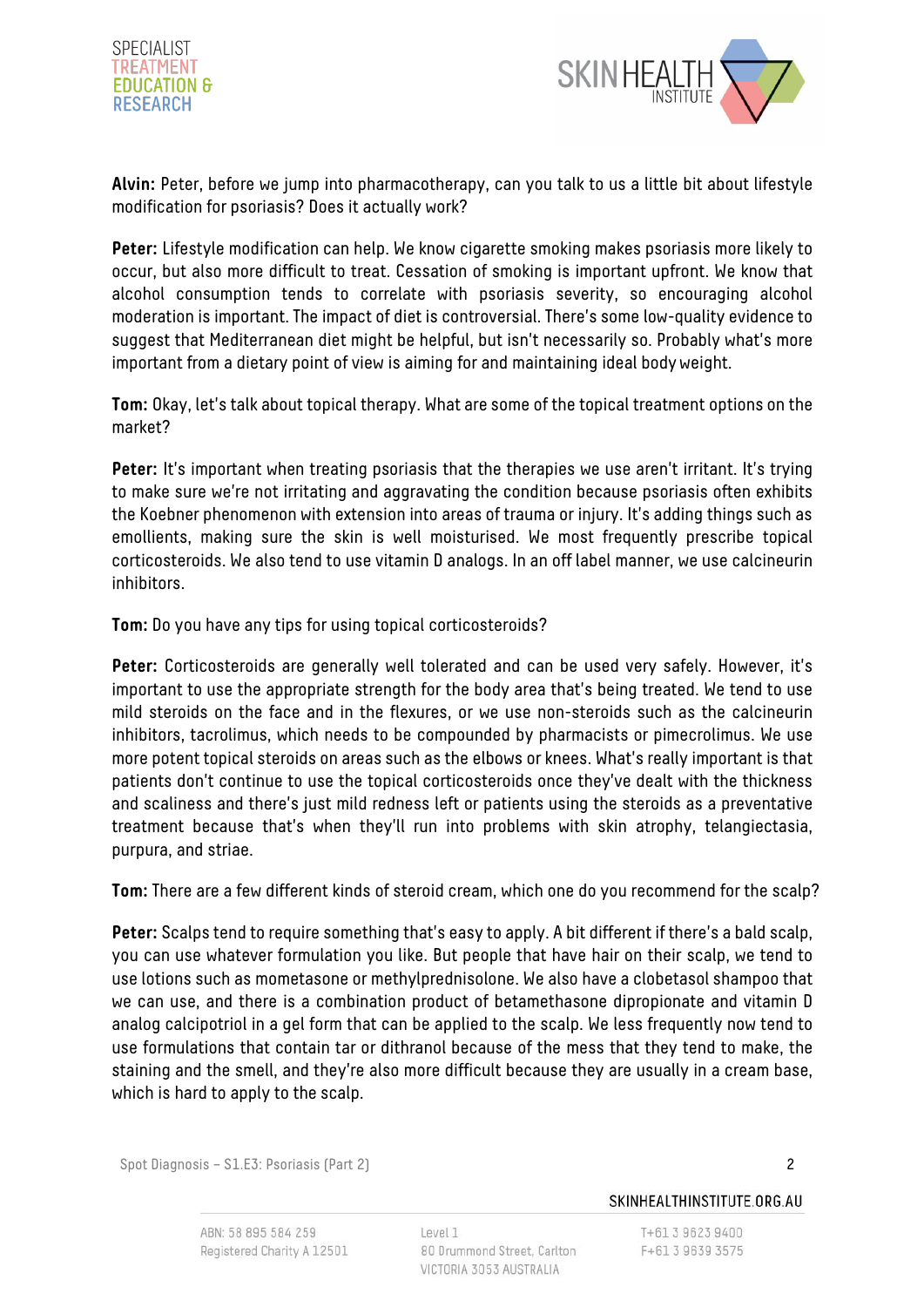**Alvin:** Peter, before we jump into pharmacotherapy, can you talk to us a little bit about lifestyle modification for psoriasis? Does it actually work?

**Peter:** Lifestyle modification can help. We know cigarette smoking makes psoriasis more likely to occur, but also more difficult to treat. Cessation of smoking is important upfront. We know that alcohol consumption tends to correlate with psoriasis severity, so encouraging alcohol moderation is important. The impact of diet is controversial. There's some low-quality evidence to suggest that Mediterranean diet might be helpful, but isn't necessarily so. Probably what's more important from a dietary point of view is aiming for and maintaining ideal body weight.

**Tom:** Okay, let's talk about topical therapy. What are some of the topical treatment options on the market?

**Peter:** It's important when treating psoriasis that the therapies we use aren't irritant. It's trying to make sure we're not irritating and aggravating the condition because psoriasis often exhibits the Koebner phenomenon with extension into areas of trauma or injury. It's adding things such as emollients, making sure the skin is well moisturised. We most frequently prescribe topical corticosteroids. We also tend to use vitamin D analogs. In an off label manner, we use calcineurin inhibitors.

**Tom:** Do you have any tips for using topical corticosteroids?

**Peter:** Corticosteroids are generally well tolerated and can be used very safely. However, it's important to use the appropriate strength for the body area that's being treated. We tend to use mild steroids on the face and in the flexures, or we use non-steroids such as the calcineurin inhibitors, tacrolimus, which needs to be compounded by pharmacists or pimecrolimus. We use more potent topical steroids on areas such as the elbows or knees. What's really important is that patients don't continue to use the topical corticosteroids once they've dealt with the thickness and scaliness and there's just mild redness left or patients using the steroids as a preventative treatment because that's when they'll run into problems with skin atrophy, telangiectasia, purpura, and striae.

**Tom:** There are a few different kinds of steroid cream, which one do you recommend for the scalp?

**Peter:** Scalps tend to require something that's easy to apply. A bit different if there's a bald scalp, you can use whatever formulation you like. But people that have hair on their scalp, we tend to use lotions such as mometasone or methylprednisolone. We also have a clobetasol shampoo that we can use, and there is a combination product of betamethasone dipropionate and vitamin D analog calcipotriol in a gel form that can be applied to the scalp. We less frequently now tend to use formulations that contain tar or dithranol because of the mess that they tend to make, the staining and the smell, and they're also more difficult because they are usually in a cream base, which is hard to apply to the scalp.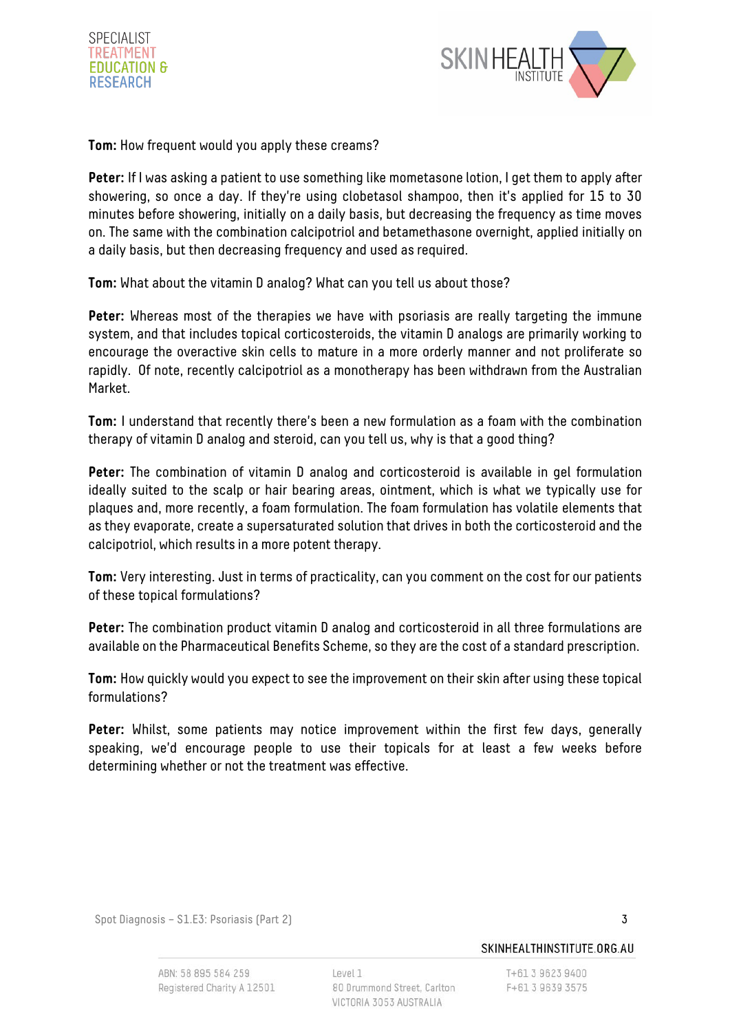**Tom:** How frequent would you apply these creams?

**Peter:** If I was asking a patient to use something like mometasone lotion, I get them to apply after showering, so once a day. If they're using clobetasol shampoo, then it's applied for 15 to 30 minutes before showering, initially on a daily basis, but decreasing the frequency as time moves on. The same with the combination calcipotriol and betamethasone overnight, applied initially on a daily basis, but then decreasing frequency and used as required.

**Tom:** What about the vitamin D analog? What can you tell us about those?

**Peter:** Whereas most of the therapies we have with psoriasis are really targeting the immune system, and that includes topical corticosteroids, the vitamin D analogs are primarily working to encourage the overactive skin cells to mature in a more orderly manner and not proliferate so rapidly. Of note, recently calcipotriol as a monotherapy has been withdrawn from the Australian Market.

**Tom:** I understand that recently there's been a new formulation as a foam with the combination therapy of vitamin D analog and steroid, can you tell us, why is that a good thing?

**Peter:** The combination of vitamin D analog and corticosteroid is available in gel formulation ideally suited to the scalp or hair bearing areas, ointment, which is what we typically use for plaques and, more recently, a foam formulation. The foam formulation has volatile elements that as they evaporate, create a supersaturated solution that drives in both the corticosteroid and the calcipotriol, which results in a more potent therapy.

**Tom:** Very interesting. Just in terms of practicality, can you comment on the cost for our patients of these topical formulations?

**Peter:** The combination product vitamin D analog and corticosteroid in all three formulations are available on the Pharmaceutical Benefits Scheme, so they are the cost of a standard prescription.

**Tom:** How quickly would you expect to see the improvement on their skin after using these topical formulations?

**Peter:** Whilst, some patients may notice improvement within the first few days, generally speaking, we'd encourage people to use their topicals for at least a few weeks before determining whether or not the treatment was effective.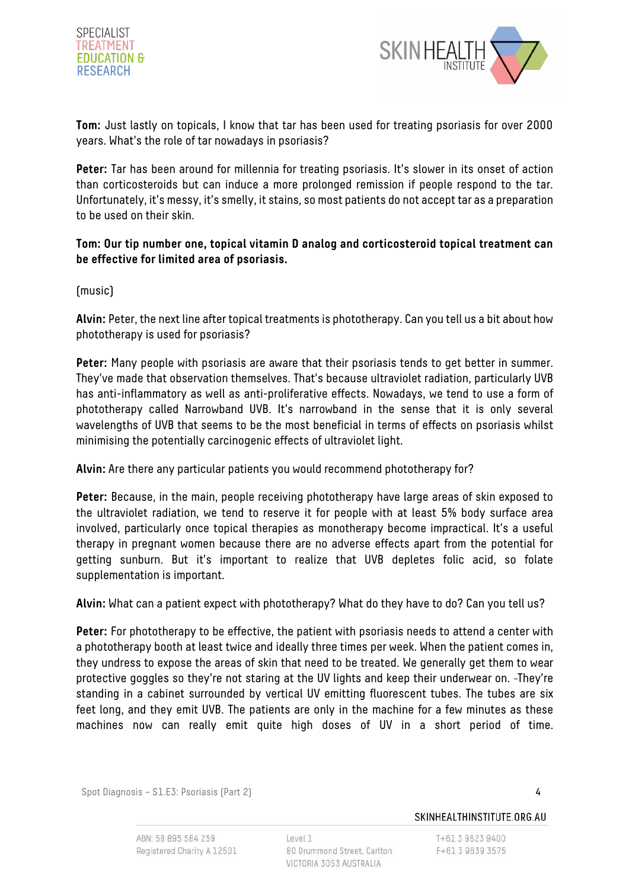**Tom:** Just lastly on topicals, I know that tar has been used for treating psoriasis for over 2000 years. What's the role of tar nowadays in psoriasis?

**Peter:** Tar has been around for millennia for treating psoriasis. It's slower in its onset of action than corticosteroids but can induce a more prolonged remission if people respond to the tar. Unfortunately, it's messy, it's smelly, it stains, so most patients do not accept tar as a preparation to be used on their skin.

**Tom: Our tip number one, topical vitamin D analog and corticosteroid topical treatment can be effective for limited area of psoriasis.**

(music)

**Alvin:** Peter, the next line after topical treatments is phototherapy. Can you tell us a bit about how phototherapy is used for psoriasis?

**Peter:** Many people with psoriasis are aware that their psoriasis tends to get better in summer. They've made that observation themselves. That's because ultraviolet radiation, particularly UVB has anti-inflammatory as well as anti-proliferative effects. Nowadays, we tend to use a form of phototherapy called Narrowband UVB. It's narrowband in the sense that it is only several wavelengths of UVB that seems to be the most beneficial in terms of effects on psoriasis whilst minimising the potentially carcinogenic effects of ultraviolet light.

**Alvin:** Are there any particular patients you would recommend phototherapy for?

**Peter:** Because, in the main, people receiving phototherapy have large areas of skin exposed to the ultraviolet radiation, we tend to reserve it for people with at least 5% body surface area involved, particularly once topical therapies as monotherapy become impractical. It's a useful therapy in pregnant women because there are no adverse effects apart from the potential for getting sunburn. But it's important to realize that UVB depletes folic acid, so folate supplementation is important.

**Alvin:** What can a patient expect with phototherapy? What do they have to do? Can you tell us?

**Peter:** For phototherapy to be effective, the patient with psoriasis needs to attend a center with a phototherapy booth at least twice and ideally three times per week. When the patient comes in, they undress to expose the areas of skin that need to be treated. We generally get them to wear protective goggles so they're not staring at the UV lights and keep their underwear on. -They're standing in a cabinet surrounded by vertical UV emitting fluorescent tubes. The tubes are six feet long, and they emit UVB. The patients are only in the machine for a few minutes as these machines now can really emit quite high doses of UV in a short period of time.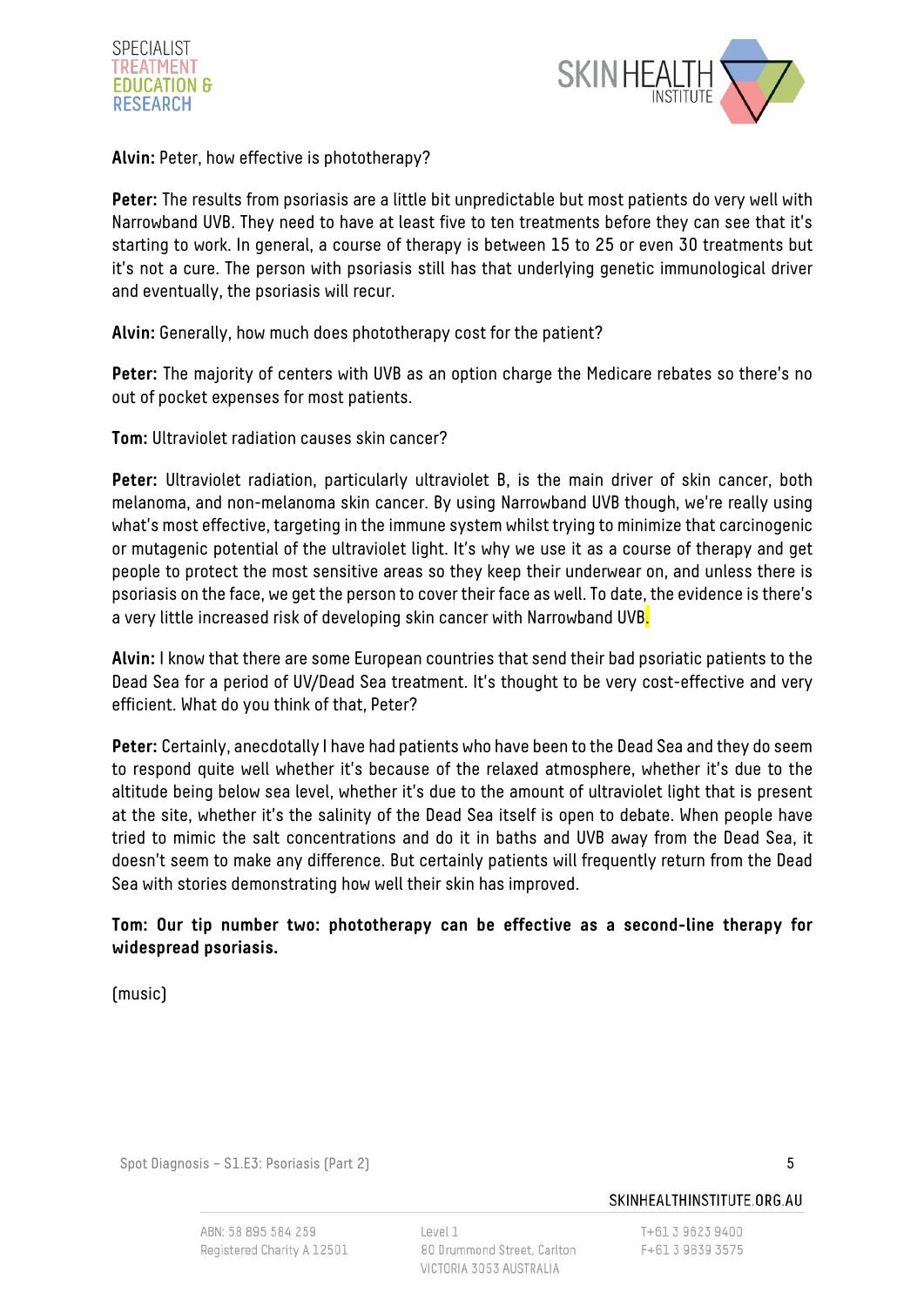**Alvin:** Peter, how effective is phototherapy?

**Peter:** The results from psoriasis are a little bit unpredictable but most patients do very well with Narrowband UVB. They need to have at least five to ten treatments before they can see that it's starting to work. In general, a course of therapy is between 15 to 25 or even 30 treatments but it's not a cure. The person with psoriasis still has that underlying genetic immunological driver and eventually, the psoriasis will recur.

**Alvin:** Generally, how much does phototherapy cost for the patient?

**Peter:** The majority of centers with UVB as an option charge the Medicare rebates so there's no out of pocket expenses for most patients.

**Tom:** Ultraviolet radiation causes skin cancer?

**Peter:** Ultraviolet radiation, particularly ultraviolet B, is the main driver of skin cancer, both melanoma, and non-melanoma skin cancer. By using Narrowband UVB though, we're really using what's most effective, targeting in the immune system whilst trying to minimize that carcinogenic or mutagenic potential of the ultraviolet light. It's why we use it as a course of therapy and get people to protect the most sensitive areas so they keep their underwear on, and unless there is psoriasis on the face, we get the person to cover their face as well. To date, the evidence is there's a very little increased risk of developing skin cancer with Narrowband UVB.

**Alvin:** I know that there are some European countries that send their bad psoriatic patients to the Dead Sea for a period of UV/Dead Sea treatment. It's thought to be very cost-effective and very efficient. What do you think of that, Peter?

**Peter:** Certainly, anecdotally I have had patients who have been to the Dead Sea and they do seem to respond quite well whether it's because of the relaxed atmosphere, whether it's due to the altitude being below sea level, whether it's due to the amount of ultraviolet light that is present at the site, whether it's the salinity of the Dead Sea itself is open to debate. When people have tried to mimic the salt concentrations and do it in baths and UVB away from the Dead Sea, it doesn't seem to make any difference. But certainly patients will frequently return from the Dead Sea with stories demonstrating how well their skin has improved.

**Tom: Our tip number two: phototherapy can be effective as a second-line therapy for widespread psoriasis.**

(music)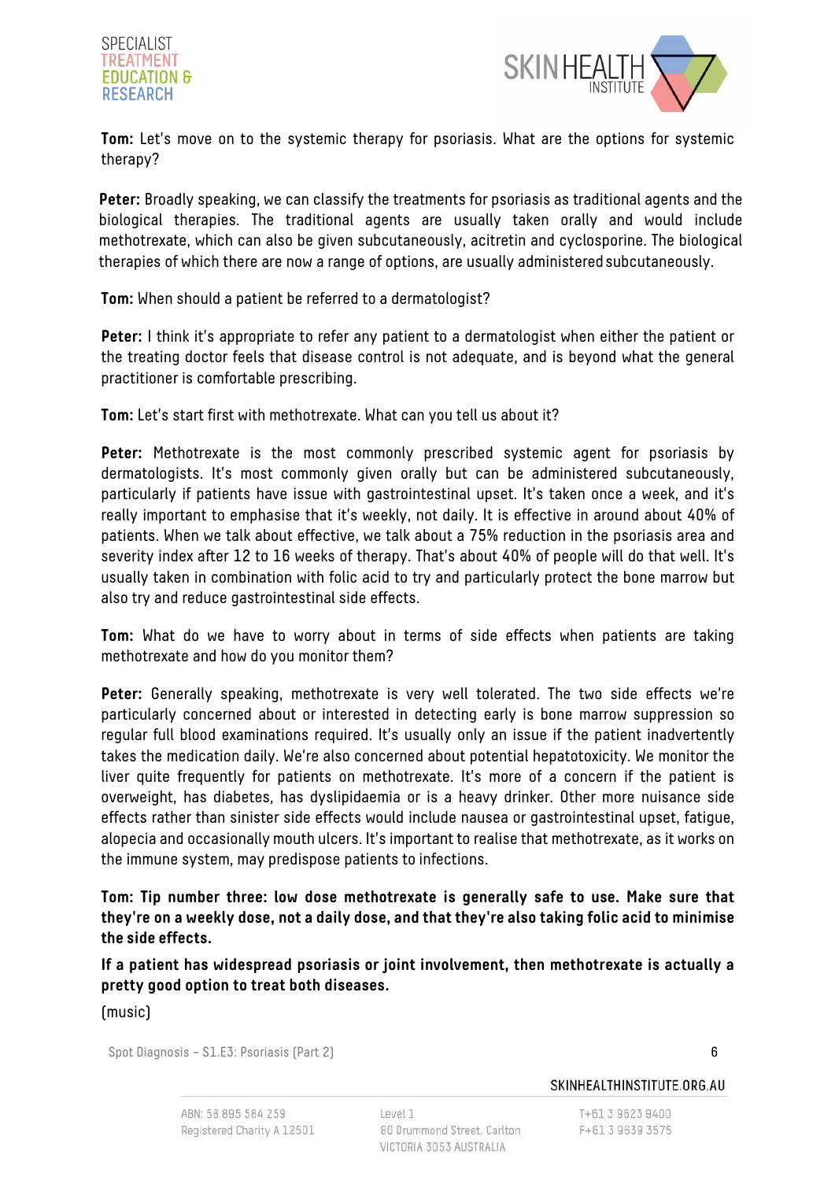**Tom:** Let's move on to the systemic therapy for psoriasis. What are the options for systemic therapy?

**Peter:** Broadly speaking, we can classify the treatments for psoriasis as traditional agents and the biological therapies. The traditional agents are usually taken orally and would include methotrexate, which can also be given subcutaneously, acitretin and cyclosporine. The biological therapies of which there are now a range of options, are usually administered subcutaneously.

**Tom:** When should a patient be referred to a dermatologist?

**Peter:** I think it's appropriate to refer any patient to a dermatologist when either the patient or the treating doctor feels that disease control is not adequate, and is beyond what the general practitioner is comfortable prescribing.

**Tom:** Let's start first with methotrexate. What can you tell us about it?

**Peter:** Methotrexate is the most commonly prescribed systemic agent for psoriasis by dermatologists. It's most commonly given orally but can be administered subcutaneously, particularly if patients have issue with gastrointestinal upset. It's taken once a week, and it's really important to emphasise that it's weekly, not daily. It is effective in around about 40% of patients. When we talk about effective, we talk about a 75% reduction in the psoriasis area and severity index after 12 to 16 weeks of therapy. That's about 40% of people will do that well. It's usually taken in combination with folic acid to try and particularly protect the bone marrow but also try and reduce gastrointestinal side effects.

**Tom:** What do we have to worry about in terms of side effects when patients are taking methotrexate and how do you monitor them?

**Peter:** Generally speaking, methotrexate is very well tolerated. The two side effects we're particularly concerned about or interested in detecting early is bone marrow suppression so regular full blood examinations required. It's usually only an issue if the patient inadvertently takes the medication daily. We're also concerned about potential hepatotoxicity. We monitor the liver quite frequently for patients on methotrexate. It's more of a concern if the patient is overweight, has diabetes, has dyslipidaemia or is a heavy drinker. Other more nuisance side effects rather than sinister side effects would include nausea or gastrointestinal upset, fatigue, alopecia and occasionally mouth ulcers. It's important to realise that methotrexate, as it works on the immune system, may predispose patients to infections.

**Tom: Tip number three: low dose methotrexate is generally safe to use. Make sure that they're on a weekly dose, not a daily dose, and that they're also taking folic acid to minimise the side effects.**

**If a patient has widespread psoriasis or joint involvement, then methotrexate is actually a pretty good option to treat both diseases.**

(music)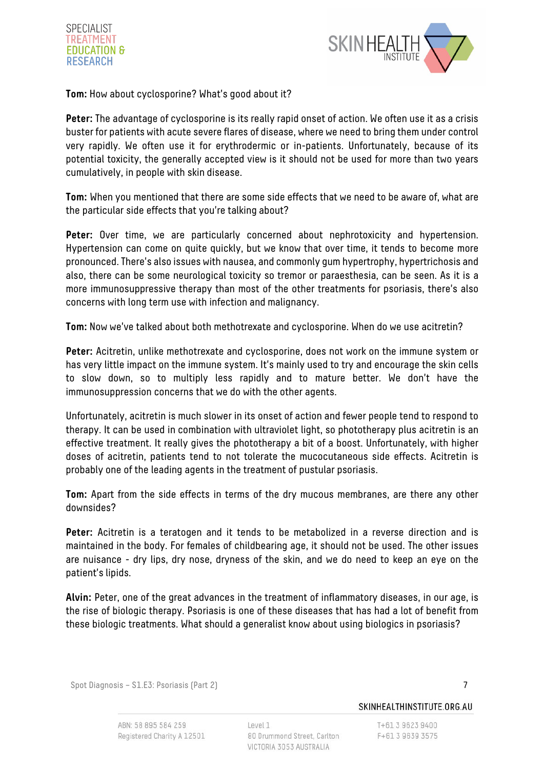**Tom:** How about cyclosporine? What's good about it?

**Peter:** The advantage of cyclosporine is its really rapid onset of action. We often use it as a crisis buster for patients with acute severe flares of disease, where we need to bring them under control very rapidly. We often use it for erythrodermic or in-patients. Unfortunately, because of its potential toxicity, the generally accepted view is it should not be used for more than two years cumulatively, in people with skin disease.

**Tom:** When you mentioned that there are some side effects that we need to be aware of, what are the particular side effects that you're talking about?

**Peter:** Over time, we are particularly concerned about nephrotoxicity and hypertension. Hypertension can come on quite quickly, but we know that over time, it tends to become more pronounced. There's also issues with nausea, and commonly gum hypertrophy, hypertrichosis and also, there can be some neurological toxicity so tremor or paraesthesia, can be seen. As it is a more immunosuppressive therapy than most of the other treatments for psoriasis, there's also concerns with long term use with infection and malignancy.

**Tom:** Now we've talked about both methotrexate and cyclosporine. When do we use acitretin?

**Peter:** Acitretin, unlike methotrexate and cyclosporine, does not work on the immune system or has very little impact on the immune system. It's mainly used to try and encourage the skin cells to slow down, so to multiply less rapidly and to mature better. We don't have the immunosuppression concerns that we do with the other agents.

Unfortunately, acitretin is much slower in its onset of action and fewer people tend to respond to therapy. It can be used in combination with ultraviolet light, so phototherapy plus acitretin is an effective treatment. It really gives the phototherapy a bit of a boost. Unfortunately, with higher doses of acitretin, patients tend to not tolerate the mucocutaneous side effects. Acitretin is probably one of the leading agents in the treatment of pustular psoriasis.

**Tom:** Apart from the side effects in terms of the dry mucous membranes, are there any other downsides?

**Peter:** Acitretin is a teratogen and it tends to be metabolized in a reverse direction and is maintained in the body. For females of childbearing age, it should not be used. The other issues are nuisance - dry lips, dry nose, dryness of the skin, and we do need to keep an eye on the patient's lipids.

**Alvin:** Peter, one of the great advances in the treatment of inflammatory diseases, in our age, is the rise of biologic therapy. Psoriasis is one of these diseases that has had a lot of benefit from these biologic treatments. What should a generalist know about using biologics in psoriasis?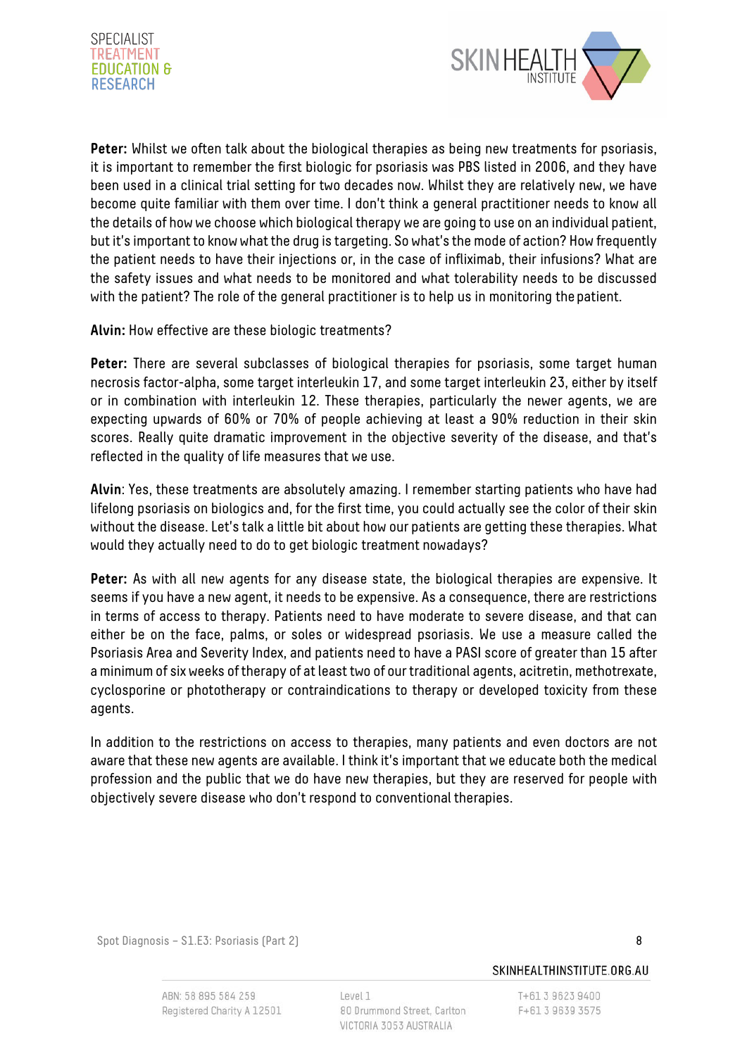**Peter:** Whilst we often talk about the biological therapies as being new treatments for psoriasis, it is important to remember the first biologic for psoriasis was PBS listed in 2006, and they have been used in a clinical trial setting for two decades now. Whilst they are relatively new, we have become quite familiar with them over time. I don't think a general practitioner needs to know all the details of how we choose which biological therapy we are going to use on an individual patient, but it's important to know what the drug is targeting. So what's the mode of action? How frequently the patient needs to have their injections or, in the case of infliximab, their infusions? What are the safety issues and what needs to be monitored and what tolerability needs to be discussed with the patient? The role of the general practitioner is to help us in monitoring the patient.

**Alvin:** How effective are these biologic treatments?

**Peter:** There are several subclasses of biological therapies for psoriasis, some target human necrosis factor-alpha, some target interleukin 17, and some target interleukin 23, either by itself or in combination with interleukin 12. These therapies, particularly the newer agents, we are expecting upwards of 60% or 70% of people achieving at least a 90% reduction in their skin scores. Really quite dramatic improvement in the objective severity of the disease, and that's reflected in the quality of life measures that we use.

**Alvin**: Yes, these treatments are absolutely amazing. I remember starting patients who have had lifelong psoriasis on biologics and, for the first time, you could actually see the color of their skin without the disease. Let's talk a little bit about how our patients are getting these therapies. What would they actually need to do to get biologic treatment nowadays?

**Peter:** As with all new agents for any disease state, the biological therapies are expensive. It seems if you have a new agent, it needs to be expensive. As a consequence, there are restrictions in terms of access to therapy. Patients need to have moderate to severe disease, and that can either be on the face, palms, or soles or widespread psoriasis. We use a measure called the Psoriasis Area and Severity Index, and patients need to have a PASI score of greater than 15 after a minimum of six weeks of therapy of at least two of our traditional agents, acitretin, methotrexate, cyclosporine or phototherapy or contraindications to therapy or developed toxicity from these agents.

In addition to the restrictions on access to therapies, many patients and even doctors are not aware that these new agents are available. I think it's important that we educate both the medical profession and the public that we do have new therapies, but they are reserved for people with objectively severe disease who don't respond to conventional therapies.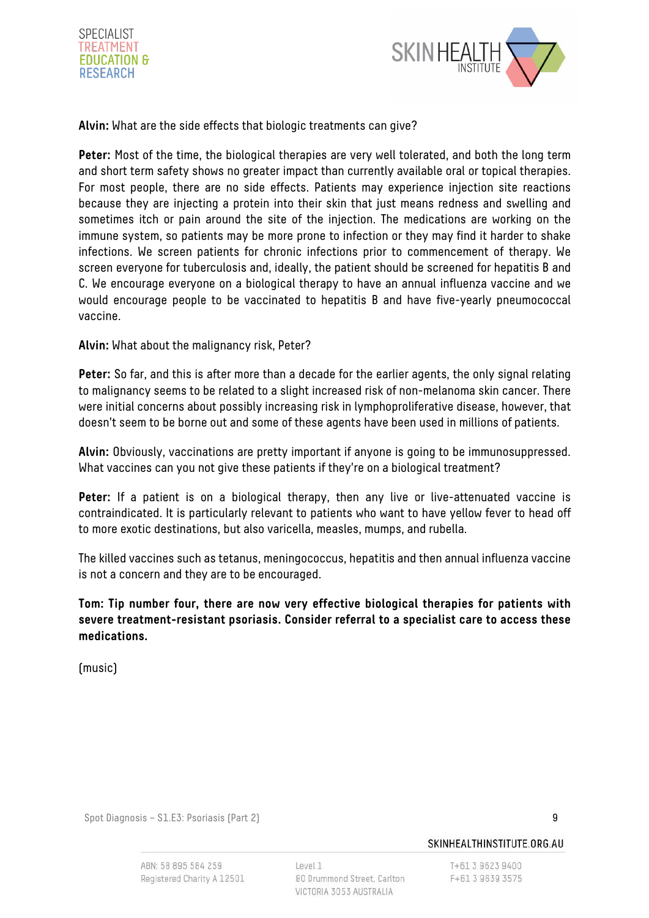**Alvin:** What are the side effects that biologic treatments can give?

**Peter:** Most of the time, the biological therapies are very well tolerated, and both the long term and short term safety shows no greater impact than currently available oral or topical therapies. For most people, there are no side effects. Patients may experience injection site reactions because they are injecting a protein into their skin that just means redness and swelling and sometimes itch or pain around the site of the injection. The medications are working on the immune system, so patients may be more prone to infection or they may find it harder to shake infections. We screen patients for chronic infections prior to commencement of therapy. We screen everyone for tuberculosis and, ideally, the patient should be screened for hepatitis B and C. We encourage everyone on a biological therapy to have an annual influenza vaccine and we would encourage people to be vaccinated to hepatitis B and have five-yearly pneumococcal vaccine.

**Alvin:** What about the malignancy risk, Peter?

**Peter:** So far, and this is after more than a decade for the earlier agents, the only signal relating to malignancy seems to be related to a slight increased risk of non-melanoma skin cancer. There were initial concerns about possibly increasing risk in lymphoproliferative disease, however, that doesn't seem to be borne out and some of these agents have been used in millions of patients.

**Alvin:** Obviously, vaccinations are pretty important if anyone is going to be immunosuppressed. What vaccines can you not give these patients if they're on a biological treatment?

**Peter:** If a patient is on a biological therapy, then any live or live-attenuated vaccine is contraindicated. It is particularly relevant to patients who want to have yellow fever to head off to more exotic destinations, but also varicella, measles, mumps, and rubella.

The killed vaccines such as tetanus, meningococcus, hepatitis and then annual influenza vaccine is not a concern and they are to be encouraged.

**Tom: Tip number four, there are now very effective biological therapies for patients with severe treatment-resistant psoriasis. Consider referral to a specialist care to access these medications.**

(music)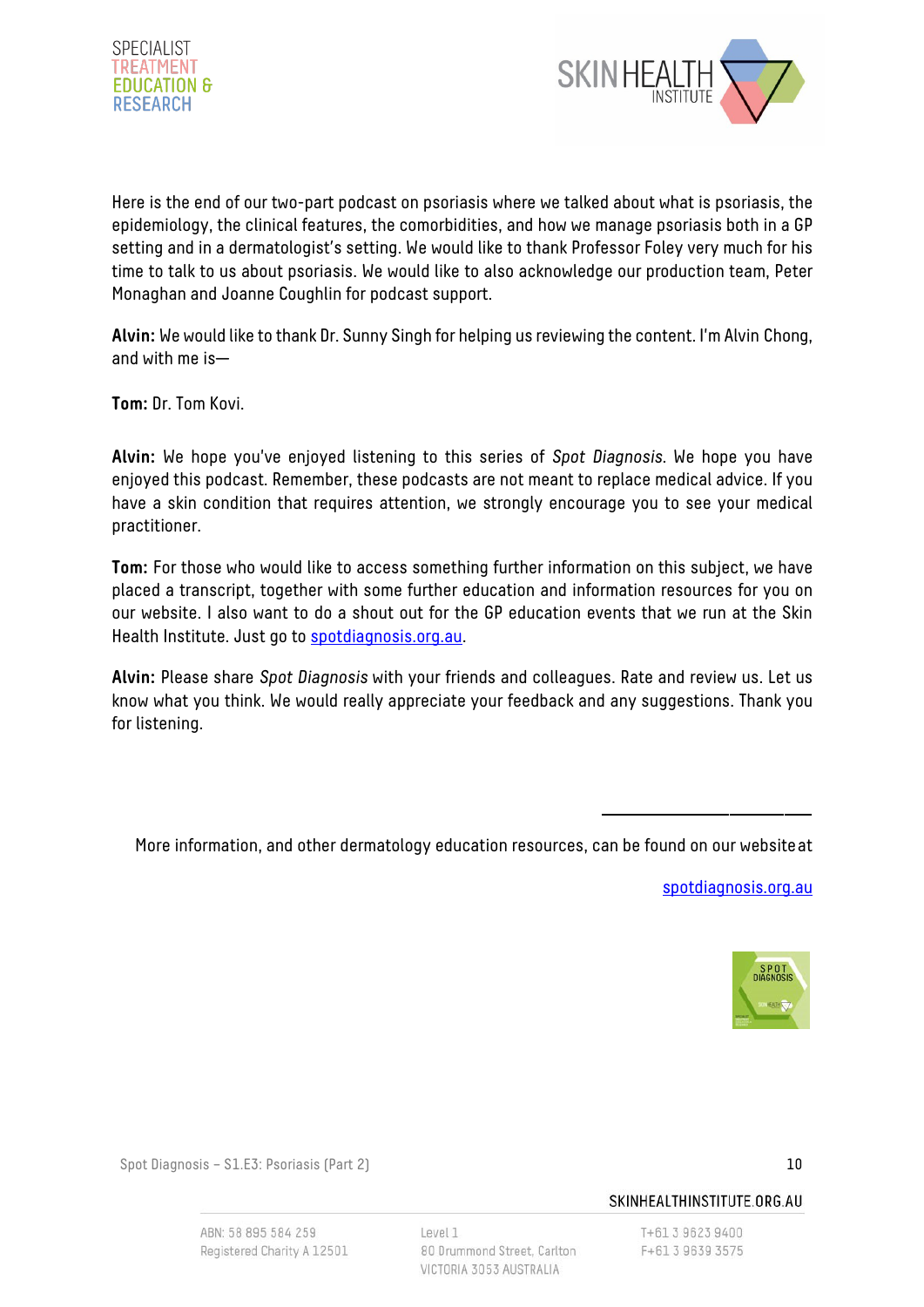Here is the end of our two-part podcast on psoriasis where we talked about what is psoriasis, the epidemiology, the clinical features, the comorbidities, and how we manage psoriasis both in a GP setting and in a dermatologist's setting. We would like to thank Professor Foley very much for his time to talk to us about psoriasis. We would like to also acknowledge our production team, Peter Monaghan and Joanne Coughlin for podcast support.

**Alvin:** We would like to thank Dr. Sunny Singh for helping us reviewing the content. I'm Alvin Chong, and with me is—

**Tom:** Dr. Tom Kovi.

**Alvin:** We hope you've enjoyed listening to this series of *Spot Diagnosis*. We hope you have enjoyed this podcast. Remember, these podcasts are not meant to replace medical advice. If you have a skin condition that requires attention, we strongly encourage you to see your medical practitioner.

**Tom:** For those who would like to access something further information on this subject, we have placed a transcript, together with some further education and information resources for you on our website. I also want to do a shout out for the GP education events that we run at the Skin Health Institute. Just go to spotdiagnosis.org.au.

**Alvin:** Please share *Spot Diagnosis* with your friends and colleagues. Rate and review us. Let us know what you think. We would really appreciate your feedback and any suggestions. Thank you for listening.

---

More information, and other dermatology education resources, can be found on our website at

spotdiagnosis.org.au